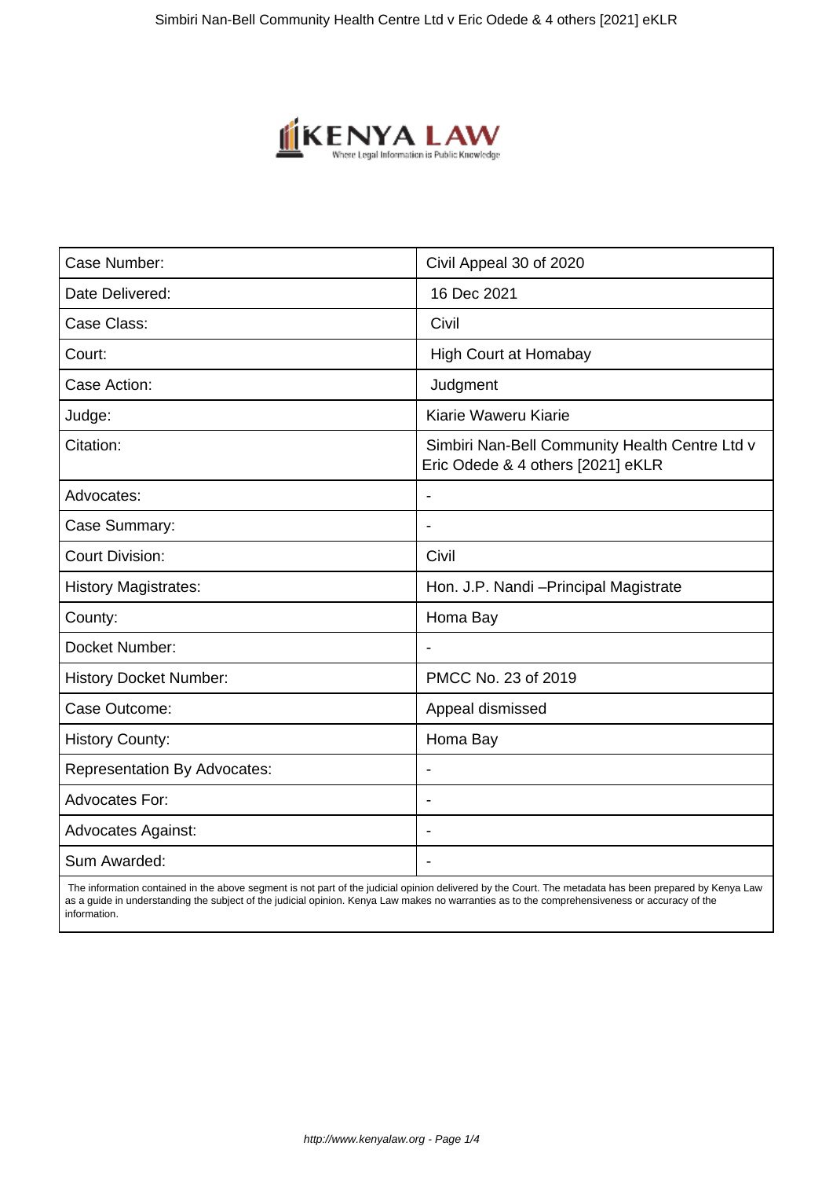| Case Number: | Civil Appeal 30 of 2020 |
| --- | --- |
| Date Delivered: | 16 Dec 2021 |
| Case Class: | Civil |
| Court: | High Court at Homabay |
| Case Action: | Judgment |
| Judge: | Kiarie Waweru Kiarie |
| Citation: | Simbiri Nan-Bell Community Health Centre Ltd v Eric Odede & 4 others [2021] eKLR |
| Advocates: | - |
| Case Summary: | - |
| Court Division: | Civil |
| History Magistrates: | Hon. J.P. Nandi –Principal Magistrate |
| County: | Homa Bay |
| Docket Number: | - |
| History Docket Number: | PMCC No. 23 of 2019 |
| Case Outcome: | Appeal dismissed |
| History County: | Homa Bay |
| Representation By Advocates: | - |
| Advocates For: | - |
| Advocates Against: | - |
| Sum Awarded: | - |

The information contained in the above segment is not part of the judicial opinion delivered by the Court. The metadata has been prepared by Kenya Law as a guide in understanding the subject of the judicial opinion. Kenya Law makes no warranties as to the comprehensiveness or accuracy of the information.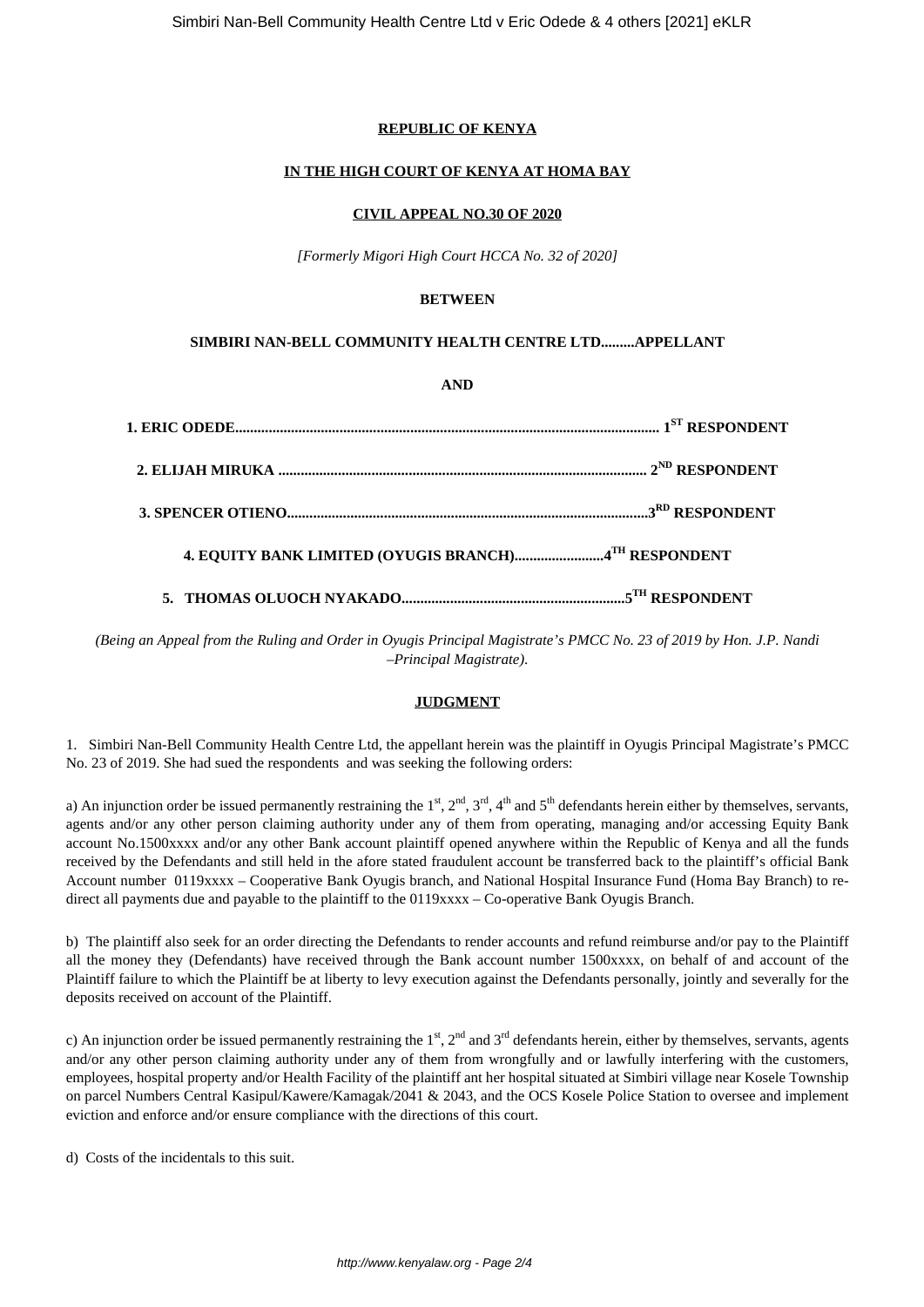**REPUBLIC OF KENYA**

**IN THE HIGH COURT OF KENYA AT HOMA BAY**

**CIVIL APPEAL NO.30 OF 2020**

*[Formerly Migori High Court HCCA No. 32 of 2020]*

**BETWEEN**

**SIMBIRI NAN-BELL COMMUNITY HEALTH CENTRE LTD.........APPELLANT**

**AND**

**1. ERIC ODEDE.................................................................................................................. 1ST RESPONDENT**

**2. ELIJAH MIRUKA ................................................................................................... 2ND RESPONDENT**

**3. SPENCER OTIENO.................................................................................................3RD RESPONDENT**

**4. EQUITY BANK LIMITED (OYUGIS BRANCH)........................4TH RESPONDENT**

**5. THOMAS OLUOCH NYAKADO............................................................5TH RESPONDENT**

*(Being an Appeal from the Ruling and Order in Oyugis Principal Magistrate's PMCC No. 23 of 2019 by Hon. J.P. Nandi –Principal Magistrate).*

**JUDGMENT**

1. Simbiri Nan-Bell Community Health Centre Ltd, the appellant herein was the plaintiff in Oyugis Principal Magistrate's PMCC No. 23 of 2019. She had sued the respondents and was seeking the following orders:

a) An injunction order be issued permanently restraining the 1st, 2nd, 3rd, 4th and 5th defendants herein either by themselves, servants, agents and/or any other person claiming authority under any of them from operating, managing and/or accessing Equity Bank account No.1500xxxx and/or any other Bank account plaintiff opened anywhere within the Republic of Kenya and all the funds received by the Defendants and still held in the afore stated fraudulent account be transferred back to the plaintiff's official Bank Account number 0119xxxx – Cooperative Bank Oyugis branch, and National Hospital Insurance Fund (Homa Bay Branch) to re-direct all payments due and payable to the plaintiff to the 0119xxxx – Co-operative Bank Oyugis Branch.

b) The plaintiff also seek for an order directing the Defendants to render accounts and refund reimburse and/or pay to the Plaintiff all the money they (Defendants) have received through the Bank account number 1500xxxx, on behalf of and account of the Plaintiff failure to which the Plaintiff be at liberty to levy execution against the Defendants personally, jointly and severally for the deposits received on account of the Plaintiff.

c) An injunction order be issued permanently restraining the 1st, 2nd and 3rd defendants herein, either by themselves, servants, agents and/or any other person claiming authority under any of them from wrongfully and or lawfully interfering with the customers, employees, hospital property and/or Health Facility of the plaintiff ant her hospital situated at Simbiri village near Kosele Township on parcel Numbers Central Kasipul/Kawere/Kamagak/2041 & 2043, and the OCS Kosele Police Station to oversee and implement eviction and enforce and/or ensure compliance with the directions of this court.

d) Costs of the incidentals to this suit.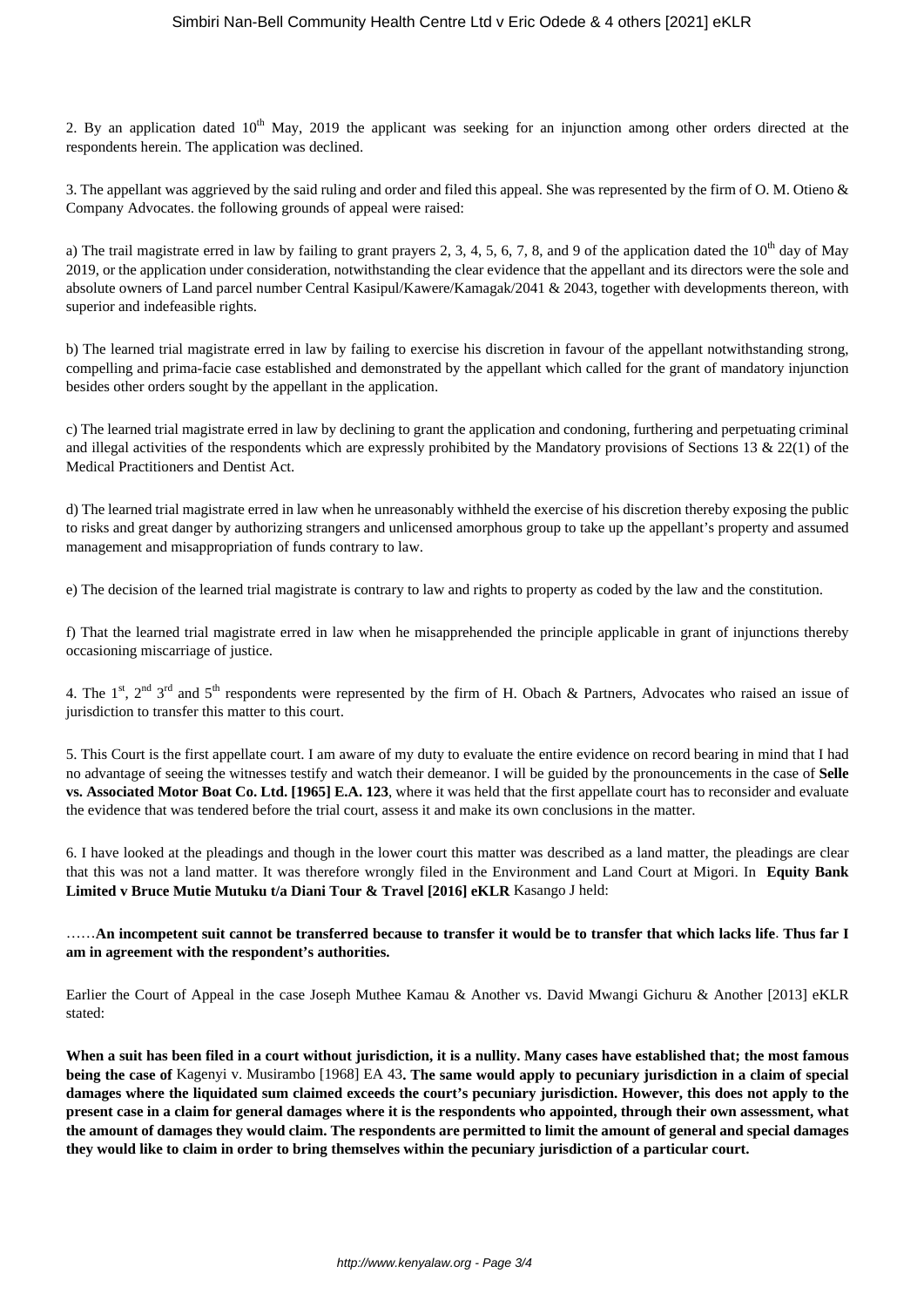2. By an application dated 10th May, 2019 the applicant was seeking for an injunction among other orders directed at the respondents herein. The application was declined.

3. The appellant was aggrieved by the said ruling and order and filed this appeal. She was represented by the firm of O. M. Otieno & Company Advocates. the following grounds of appeal were raised:

a) The trail magistrate erred in law by failing to grant prayers 2, 3, 4, 5, 6, 7, 8, and 9 of the application dated the 10th day of May 2019, or the application under consideration, notwithstanding the clear evidence that the appellant and its directors were the sole and absolute owners of Land parcel number Central Kasipul/Kawere/Kamagak/2041 & 2043, together with developments thereon, with superior and indefeasible rights.

b) The learned trial magistrate erred in law by failing to exercise his discretion in favour of the appellant notwithstanding strong, compelling and prima-facie case established and demonstrated by the appellant which called for the grant of mandatory injunction besides other orders sought by the appellant in the application.

c) The learned trial magistrate erred in law by declining to grant the application and condoning, furthering and perpetuating criminal and illegal activities of the respondents which are expressly prohibited by the Mandatory provisions of Sections 13 & 22(1) of the Medical Practitioners and Dentist Act.

d) The learned trial magistrate erred in law when he unreasonably withheld the exercise of his discretion thereby exposing the public to risks and great danger by authorizing strangers and unlicensed amorphous group to take up the appellant's property and assumed management and misappropriation of funds contrary to law.

e) The decision of the learned trial magistrate is contrary to law and rights to property as coded by the law and the constitution.

f) That the learned trial magistrate erred in law when he misapprehended the principle applicable in grant of injunctions thereby occasioning miscarriage of justice.

4. The 1st, 2nd 3rd and 5th respondents were represented by the firm of H. Obach & Partners, Advocates who raised an issue of jurisdiction to transfer this matter to this court.

5. This Court is the first appellate court. I am aware of my duty to evaluate the entire evidence on record bearing in mind that I had no advantage of seeing the witnesses testify and watch their demeanor. I will be guided by the pronouncements in the case of **Selle vs. Associated Motor Boat Co. Ltd. [1965] E.A. 123**, where it was held that the first appellate court has to reconsider and evaluate the evidence that was tendered before the trial court, assess it and make its own conclusions in the matter.

6. I have looked at the pleadings and though in the lower court this matter was described as a land matter, the pleadings are clear that this was not a land matter. It was therefore wrongly filed in the Environment and Land Court at Migori. In **Equity Bank Limited v Bruce Mutie Mutuku t/a Diani Tour & Travel [2016] eKLR** Kasango J held:

……**An incompetent suit cannot be transferred because to transfer it would be to transfer that which lacks life**. **Thus far I am in agreement with the respondent's authorities.**

Earlier the Court of Appeal in the case Joseph Muthee Kamau & Another vs. David Mwangi Gichuru & Another [2013] eKLR stated:

**When a suit has been filed in a court without jurisdiction, it is a nullity. Many cases have established that; the most famous being the case of** Kagenyi v. Musirambo [1968] EA 43**. The same would apply to pecuniary jurisdiction in a claim of special damages where the liquidated sum claimed exceeds the court's pecuniary jurisdiction. However, this does not apply to the present case in a claim for general damages where it is the respondents who appointed, through their own assessment, what the amount of damages they would claim. The respondents are permitted to limit the amount of general and special damages they would like to claim in order to bring themselves within the pecuniary jurisdiction of a particular court.**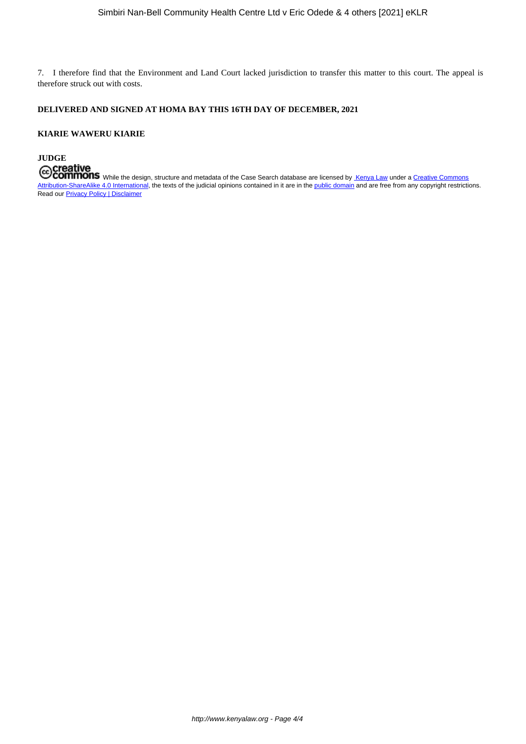7. I therefore find that the Environment and Land Court lacked jurisdiction to transfer this matter to this court. The appeal is therefore struck out with costs.

**DELIVERED AND SIGNED AT HOMA BAY THIS 16TH DAY OF DECEMBER, 2021**

**KIARIE WAWERU KIARIE**

**JUDGE**

While the design, structure and metadata of the Case Search database are licensed by Kenya Law under a Creative Commons Attribution-ShareAlike 4.0 International, the texts of the judicial opinions contained in it are in the public domain and are free from any copyright restrictions. Read our Privacy Policy | Disclaimer